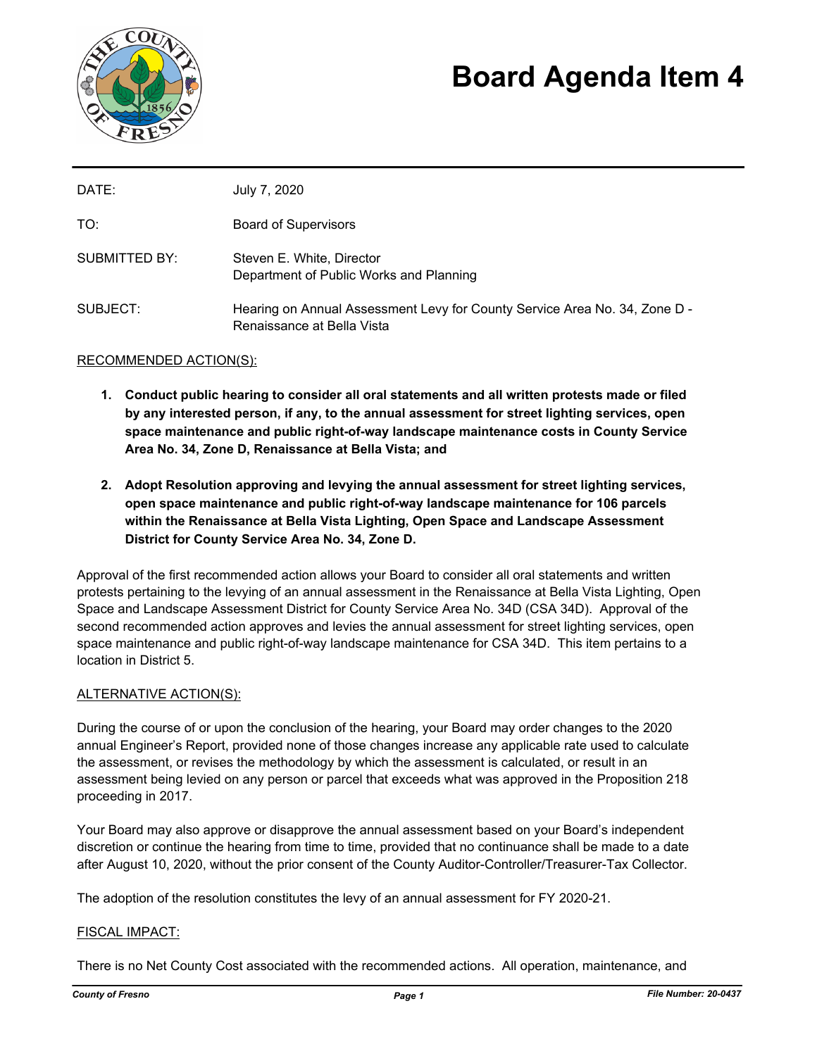# Board Agenda Item 4

| | |
|---|---|
| DATE: | July 7, 2020 |
| TO: | Board of Supervisors |
| SUBMITTED BY: | Steven E. White, Director<br>Department of Public Works and Planning |
| SUBJECT: | Hearing on Annual Assessment Levy for County Service Area No. 34, Zone D - Renaissance at Bella Vista |

RECOMMENDED ACTION(S):

1. **Conduct public hearing to consider all oral statements and all written protests made or filed by any interested person, if any, to the annual assessment for street lighting services, open space maintenance and public right-of-way landscape maintenance costs in County Service Area No. 34, Zone D, Renaissance at Bella Vista; and**

2. **Adopt Resolution approving and levying the annual assessment for street lighting services, open space maintenance and public right-of-way landscape maintenance for 106 parcels within the Renaissance at Bella Vista Lighting, Open Space and Landscape Assessment District for County Service Area No. 34, Zone D.**

Approval of the first recommended action allows your Board to consider all oral statements and written protests pertaining to the levying of an annual assessment in the Renaissance at Bella Vista Lighting, Open Space and Landscape Assessment District for County Service Area No. 34D (CSA 34D). Approval of the second recommended action approves and levies the annual assessment for street lighting services, open space maintenance and public right-of-way landscape maintenance for CSA 34D. This item pertains to a location in District 5.

ALTERNATIVE ACTION(S):

During the course of or upon the conclusion of the hearing, your Board may order changes to the 2020 annual Engineer's Report, provided none of those changes increase any applicable rate used to calculate the assessment, or revises the methodology by which the assessment is calculated, or result in an assessment being levied on any person or parcel that exceeds what was approved in the Proposition 218 proceeding in 2017.

Your Board may also approve or disapprove the annual assessment based on your Board's independent discretion or continue the hearing from time to time, provided that no continuance shall be made to a date after August 10, 2020, without the prior consent of the County Auditor-Controller/Treasurer-Tax Collector.

The adoption of the resolution constitutes the levy of an annual assessment for FY 2020-21.

FISCAL IMPACT:

There is no Net County Cost associated with the recommended actions. All operation, maintenance, and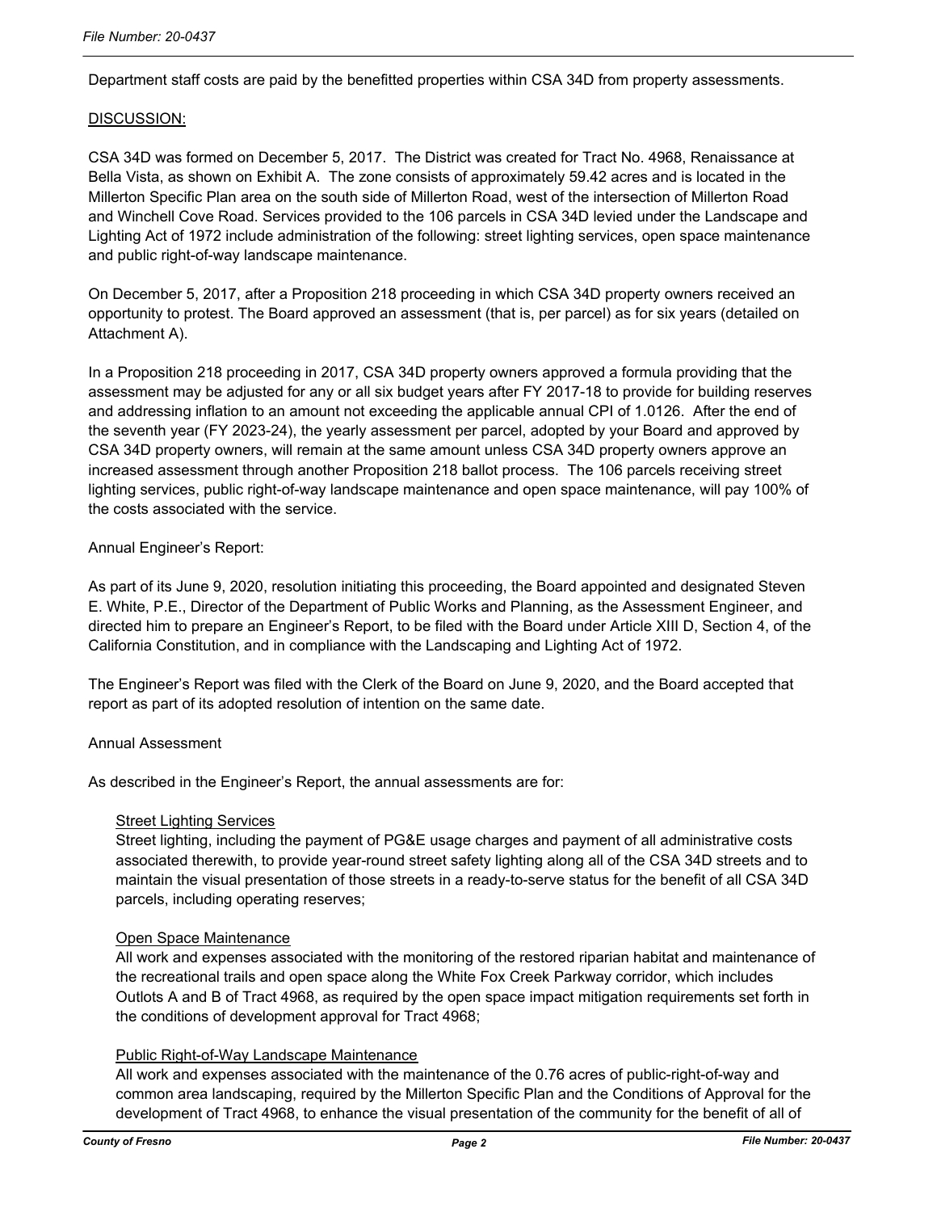Department staff costs are paid by the benefitted properties within CSA 34D from property assessments.

DISCUSSION:

CSA 34D was formed on December 5, 2017. The District was created for Tract No. 4968, Renaissance at Bella Vista, as shown on Exhibit A. The zone consists of approximately 59.42 acres and is located in the Millerton Specific Plan area on the south side of Millerton Road, west of the intersection of Millerton Road and Winchell Cove Road. Services provided to the 106 parcels in CSA 34D levied under the Landscape and Lighting Act of 1972 include administration of the following: street lighting services, open space maintenance and public right-of-way landscape maintenance.

On December 5, 2017, after a Proposition 218 proceeding in which CSA 34D property owners received an opportunity to protest. The Board approved an assessment (that is, per parcel) as for six years (detailed on Attachment A).

In a Proposition 218 proceeding in 2017, CSA 34D property owners approved a formula providing that the assessment may be adjusted for any or all six budget years after FY 2017-18 to provide for building reserves and addressing inflation to an amount not exceeding the applicable annual CPI of 1.0126. After the end of the seventh year (FY 2023-24), the yearly assessment per parcel, adopted by your Board and approved by CSA 34D property owners, will remain at the same amount unless CSA 34D property owners approve an increased assessment through another Proposition 218 ballot process. The 106 parcels receiving street lighting services, public right-of-way landscape maintenance and open space maintenance, will pay 100% of the costs associated with the service.

Annual Engineer's Report:

As part of its June 9, 2020, resolution initiating this proceeding, the Board appointed and designated Steven E. White, P.E., Director of the Department of Public Works and Planning, as the Assessment Engineer, and directed him to prepare an Engineer's Report, to be filed with the Board under Article XIII D, Section 4, of the California Constitution, and in compliance with the Landscaping and Lighting Act of 1972.

The Engineer's Report was filed with the Clerk of the Board on June 9, 2020, and the Board accepted that report as part of its adopted resolution of intention on the same date.

Annual Assessment

As described in the Engineer's Report, the annual assessments are for:

Street Lighting Services
Street lighting, including the payment of PG&E usage charges and payment of all administrative costs associated therewith, to provide year-round street safety lighting along all of the CSA 34D streets and to maintain the visual presentation of those streets in a ready-to-serve status for the benefit of all CSA 34D parcels, including operating reserves;

Open Space Maintenance
All work and expenses associated with the monitoring of the restored riparian habitat and maintenance of the recreational trails and open space along the White Fox Creek Parkway corridor, which includes Outlots A and B of Tract 4968, as required by the open space impact mitigation requirements set forth in the conditions of development approval for Tract 4968;

Public Right-of-Way Landscape Maintenance
All work and expenses associated with the maintenance of the 0.76 acres of public-right-of-way and common area landscaping, required by the Millerton Specific Plan and the Conditions of Approval for the development of Tract 4968, to enhance the visual presentation of the community for the benefit of all of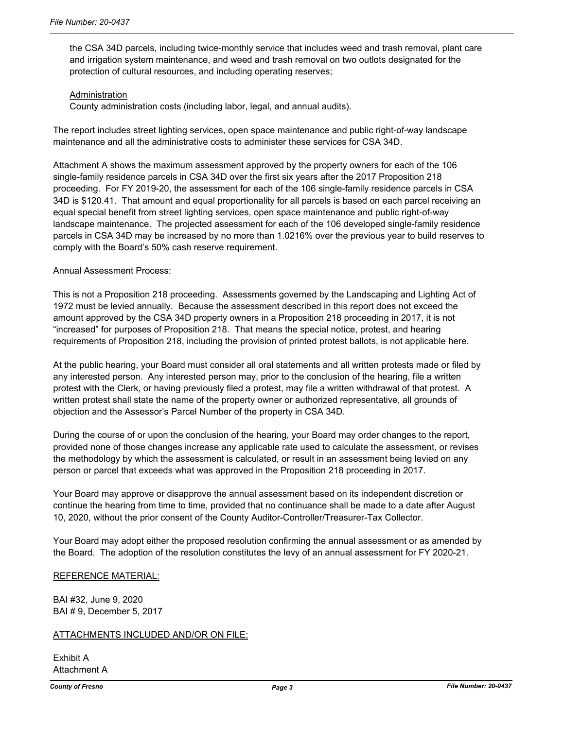the CSA 34D parcels, including twice-monthly service that includes weed and trash removal, plant care and irrigation system maintenance, and weed and trash removal on two outlots designated for the protection of cultural resources, and including operating reserves;

<u>Administration</u>
County administration costs (including labor, legal, and annual audits).

The report includes street lighting services, open space maintenance and public right-of-way landscape maintenance and all the administrative costs to administer these services for CSA 34D.

Attachment A shows the maximum assessment approved by the property owners for each of the 106 single-family residence parcels in CSA 34D over the first six years after the 2017 Proposition 218 proceeding. For FY 2019-20, the assessment for each of the 106 single-family residence parcels in CSA 34D is $120.41. That amount and equal proportionality for all parcels is based on each parcel receiving an equal special benefit from street lighting services, open space maintenance and public right-of-way landscape maintenance. The projected assessment for each of the 106 developed single-family residence parcels in CSA 34D may be increased by no more than 1.0216% over the previous year to build reserves to comply with the Board's 50% cash reserve requirement.

Annual Assessment Process:

This is not a Proposition 218 proceeding. Assessments governed by the Landscaping and Lighting Act of 1972 must be levied annually. Because the assessment described in this report does not exceed the amount approved by the CSA 34D property owners in a Proposition 218 proceeding in 2017, it is not "increased" for purposes of Proposition 218. That means the special notice, protest, and hearing requirements of Proposition 218, including the provision of printed protest ballots, is not applicable here.

At the public hearing, your Board must consider all oral statements and all written protests made or filed by any interested person. Any interested person may, prior to the conclusion of the hearing, file a written protest with the Clerk, or having previously filed a protest, may file a written withdrawal of that protest. A written protest shall state the name of the property owner or authorized representative, all grounds of objection and the Assessor's Parcel Number of the property in CSA 34D.

During the course of or upon the conclusion of the hearing, your Board may order changes to the report, provided none of those changes increase any applicable rate used to calculate the assessment, or revises the methodology by which the assessment is calculated, or result in an assessment being levied on any person or parcel that exceeds what was approved in the Proposition 218 proceeding in 2017.

Your Board may approve or disapprove the annual assessment based on its independent discretion or continue the hearing from time to time, provided that no continuance shall be made to a date after August 10, 2020, without the prior consent of the County Auditor-Controller/Treasurer-Tax Collector.

Your Board may adopt either the proposed resolution confirming the annual assessment or as amended by the Board. The adoption of the resolution constitutes the levy of an annual assessment for FY 2020-21.

## REFERENCE MATERIAL:

BAI #32, June 9, 2020
BAI # 9, December 5, 2017

## ATTACHMENTS INCLUDED AND/OR ON FILE:

Exhibit A
Attachment A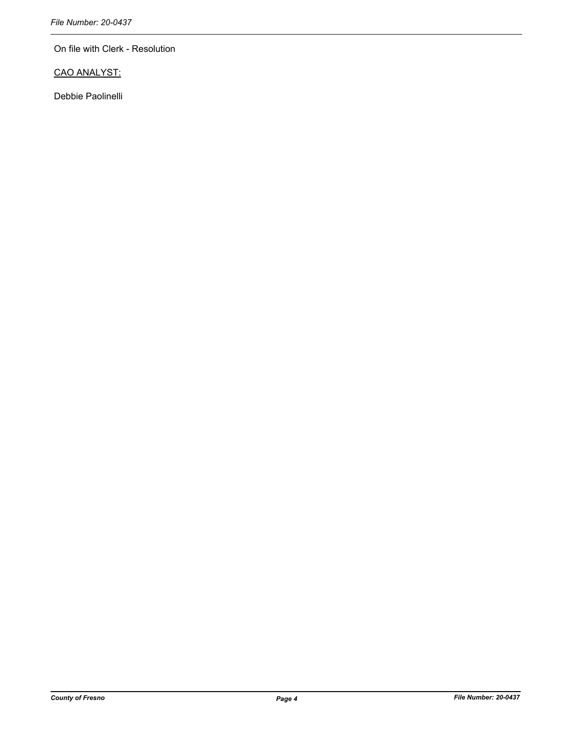On file with Clerk - Resolution

<u>CAO ANALYST:</u>

Debbie Paolinelli